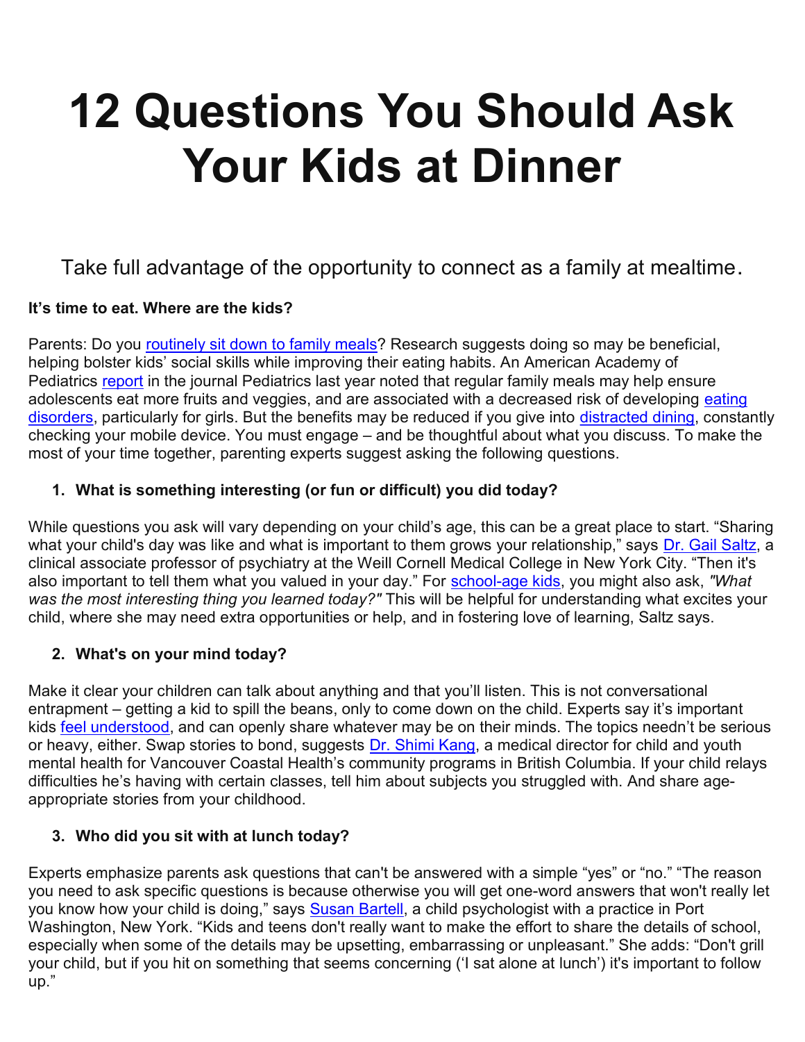# 12 Questions You Should Ask Your Kids at Dinner

Take full advantage of the opportunity to connect as a family at mealtime.

**It's time to eat. Where are the kids?**

Parents: Do you routinely sit down to family meals? Research suggests doing so may be beneficial, helping bolster kids' social skills while improving their eating habits. An American Academy of Pediatrics report in the journal Pediatrics last year noted that regular family meals may help ensure adolescents eat more fruits and veggies, and are associated with a decreased risk of developing eating disorders, particularly for girls. But the benefits may be reduced if you give into distracted dining, constantly checking your mobile device. You must engage – and be thoughtful about what you discuss. To make the most of your time together, parenting experts suggest asking the following questions.

1. **What is something interesting (or fun or difficult) you did today?**

While questions you ask will vary depending on your child's age, this can be a great place to start. "Sharing what your child's day was like and what is important to them grows your relationship," says Dr. Gail Saltz, a clinical associate professor of psychiatry at the Weill Cornell Medical College in New York City. "Then it's also important to tell them what you valued in your day." For school-age kids, you might also ask, *"What was the most interesting thing you learned today?"* This will be helpful for understanding what excites your child, where she may need extra opportunities or help, and in fostering love of learning, Saltz says.

2. **What's on your mind today?**

Make it clear your children can talk about anything and that you'll listen. This is not conversational entrapment – getting a kid to spill the beans, only to come down on the child. Experts say it's important kids feel understood, and can openly share whatever may be on their minds. The topics needn't be serious or heavy, either. Swap stories to bond, suggests Dr. Shimi Kang, a medical director for child and youth mental health for Vancouver Coastal Health's community programs in British Columbia. If your child relays difficulties he's having with certain classes, tell him about subjects you struggled with. And share age-appropriate stories from your childhood.

3. **Who did you sit with at lunch today?**

Experts emphasize parents ask questions that can't be answered with a simple "yes" or "no." "The reason you need to ask specific questions is because otherwise you will get one-word answers that won't really let you know how your child is doing," says Susan Bartell, a child psychologist with a practice in Port Washington, New York. "Kids and teens don't really want to make the effort to share the details of school, especially when some of the details may be upsetting, embarrassing or unpleasant." She adds: "Don't grill your child, but if you hit on something that seems concerning ('I sat alone at lunch') it's important to follow up."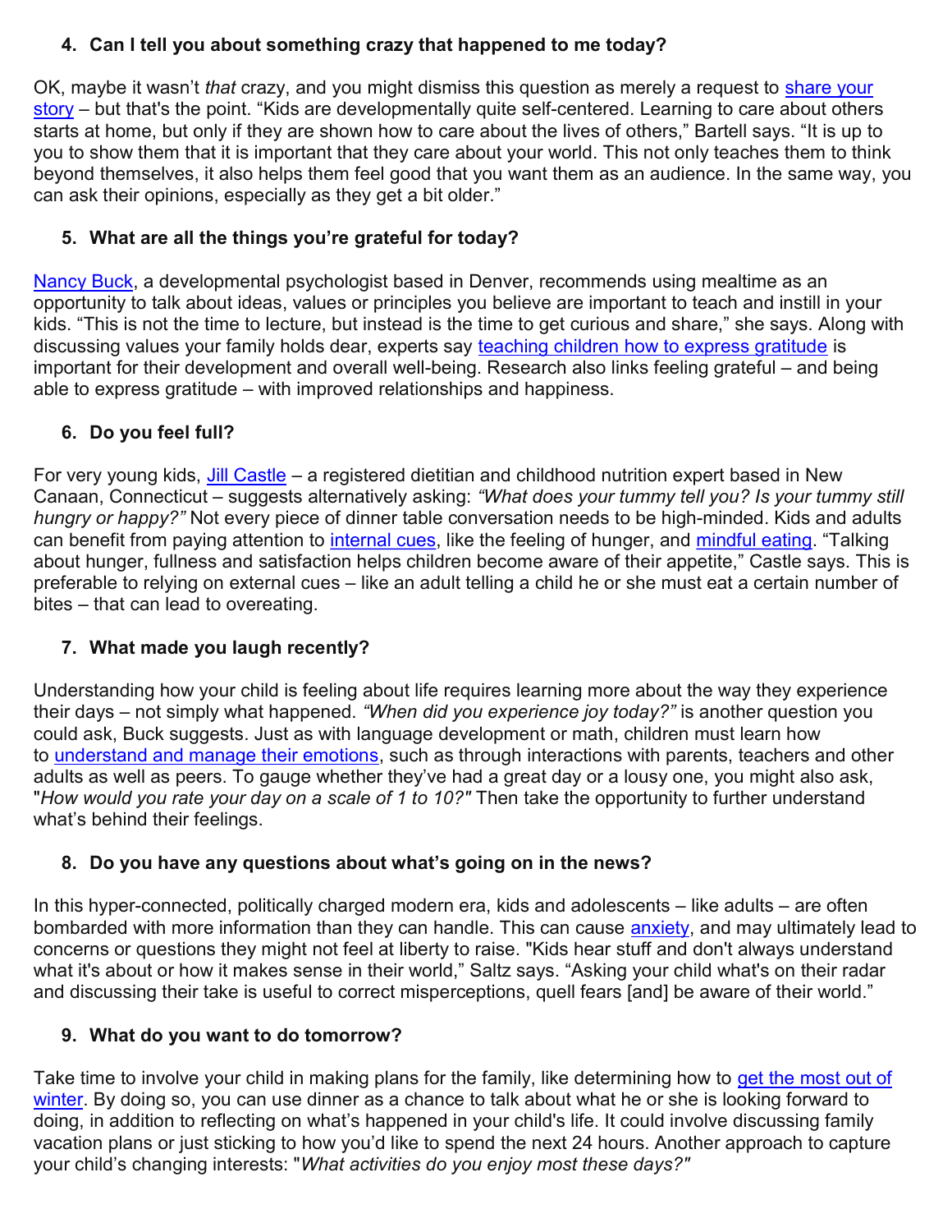4. **Can I tell you about something crazy that happened to me today?**

OK, maybe it wasn't *that* crazy, and you might dismiss this question as merely a request to share your story – but that's the point. "Kids are developmentally quite self-centered. Learning to care about others starts at home, but only if they are shown how to care about the lives of others," Bartell says. "It is up to you to show them that it is important that they care about your world. This not only teaches them to think beyond themselves, it also helps them feel good that you want them as an audience. In the same way, you can ask their opinions, especially as they get a bit older."

5. **What are all the things you're grateful for today?**

Nancy Buck, a developmental psychologist based in Denver, recommends using mealtime as an opportunity to talk about ideas, values or principles you believe are important to teach and instill in your kids. "This is not the time to lecture, but instead is the time to get curious and share," she says. Along with discussing values your family holds dear, experts say teaching children how to express gratitude is important for their development and overall well-being. Research also links feeling grateful – and being able to express gratitude – with improved relationships and happiness.

6. **Do you feel full?**

For very young kids, Jill Castle – a registered dietitian and childhood nutrition expert based in New Canaan, Connecticut – suggests alternatively asking: *"What does your tummy tell you? Is your tummy still hungry or happy?"* Not every piece of dinner table conversation needs to be high-minded. Kids and adults can benefit from paying attention to internal cues, like the feeling of hunger, and mindful eating. "Talking about hunger, fullness and satisfaction helps children become aware of their appetite," Castle says. This is preferable to relying on external cues – like an adult telling a child he or she must eat a certain number of bites – that can lead to overeating.

7. **What made you laugh recently?**

Understanding how your child is feeling about life requires learning more about the way they experience their days – not simply what happened. *"When did you experience joy today?"* is another question you could ask, Buck suggests. Just as with language development or math, children must learn how to understand and manage their emotions, such as through interactions with parents, teachers and other adults as well as peers. To gauge whether they've had a great day or a lousy one, you might also ask, "*How would you rate your day on a scale of 1 to 10?"* Then take the opportunity to further understand what's behind their feelings.

8. **Do you have any questions about what's going on in the news?**

In this hyper-connected, politically charged modern era, kids and adolescents – like adults – are often bombarded with more information than they can handle. This can cause anxiety, and may ultimately lead to concerns or questions they might not feel at liberty to raise. "Kids hear stuff and don't always understand what it's about or how it makes sense in their world," Saltz says. "Asking your child what's on their radar and discussing their take is useful to correct misperceptions, quell fears [and] be aware of their world."

9. **What do you want to do tomorrow?**

Take time to involve your child in making plans for the family, like determining how to get the most out of winter. By doing so, you can use dinner as a chance to talk about what he or she is looking forward to doing, in addition to reflecting on what's happened in your child's life. It could involve discussing family vacation plans or just sticking to how you'd like to spend the next 24 hours. Another approach to capture your child's changing interests: "*What activities do you enjoy most these days?"*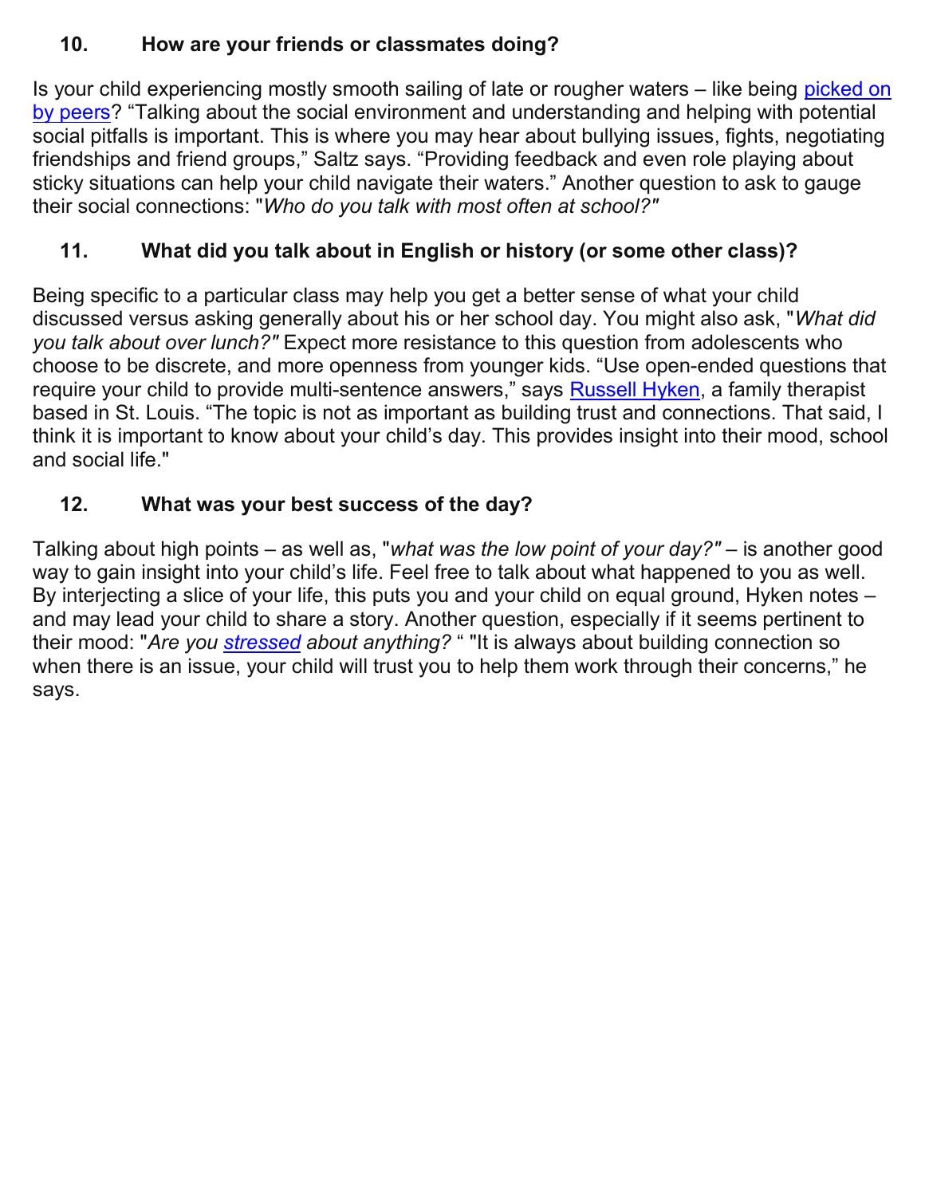### 10. How are your friends or classmates doing?

Is your child experiencing mostly smooth sailing of late or rougher waters – like being [picked on by peers](#)? "Talking about the social environment and understanding and helping with potential social pitfalls is important. This is where you may hear about bullying issues, fights, negotiating friendships and friend groups," Saltz says. "Providing feedback and even role playing about sticky situations can help your child navigate their waters." Another question to ask to gauge their social connections: "*Who do you talk with most often at school?"*

### 11. What did you talk about in English or history (or some other class)?

Being specific to a particular class may help you get a better sense of what your child discussed versus asking generally about his or her school day. You might also ask, "*What did you talk about over lunch?"* Expect more resistance to this question from adolescents who choose to be discrete, and more openness from younger kids. "Use open-ended questions that require your child to provide multi-sentence answers," says [Russell Hyken](#), a family therapist based in St. Louis. "The topic is not as important as building trust and connections. That said, I think it is important to know about your child's day. This provides insight into their mood, school and social life."

### 12. What was your best success of the day?

Talking about high points – as well as, "*what was the low point of your day?"* – is another good way to gain insight into your child's life. Feel free to talk about what happened to you as well. By interjecting a slice of your life, this puts you and your child on equal ground, Hyken notes – and may lead your child to share a story. Another question, especially if it seems pertinent to their mood: "*Are you [stressed](#) about anything?* " "It is always about building connection so when there is an issue, your child will trust you to help them work through their concerns," he says.